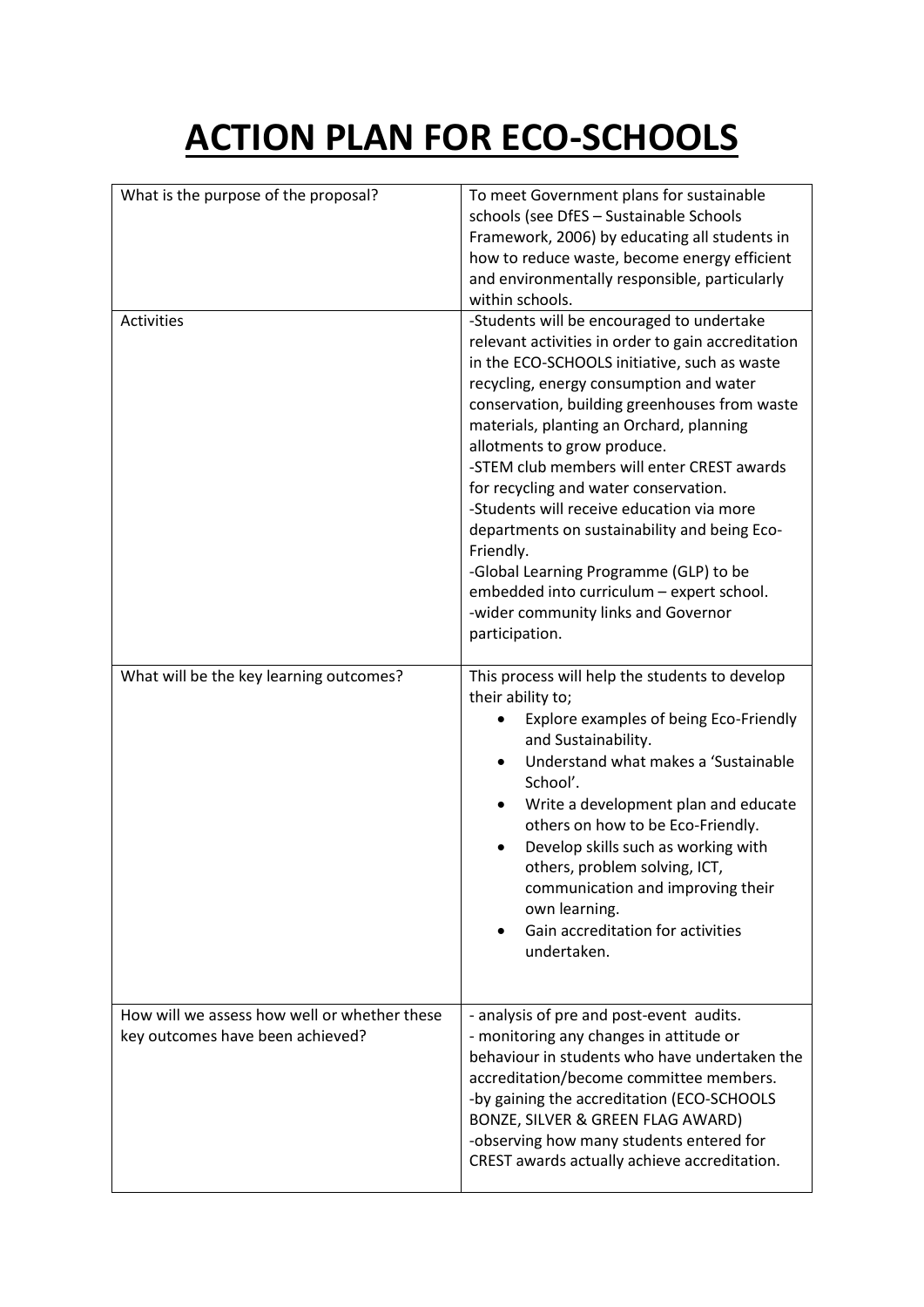# ACTION PLAN FOR ECO-SCHOOLS

| What is the purpose of the proposal? | To meet Government plans for sustainable schools (see DfES – Sustainable Schools Framework, 2006) by educating all students in how to reduce waste, become energy efficient and environmentally responsible, particularly within schools. |
|---|---|
| Activities | -Students will be encouraged to undertake relevant activities in order to gain accreditation in the ECO-SCHOOLS initiative, such as waste recycling, energy consumption and water conservation, building greenhouses from waste materials, planting an Orchard, planning allotments to grow produce.<br>-STEM club members will enter CREST awards for recycling and water conservation.<br>-Students will receive education via more departments on sustainability and being Eco-Friendly.<br>-Global Learning Programme (GLP) to be embedded into curriculum – expert school.<br>-wider community links and Governor participation. |
| What will be the key learning outcomes? | This process will help the students to develop their ability to;<br>• Explore examples of being Eco-Friendly and Sustainability.<br>• Understand what makes a 'Sustainable School'.<br>• Write a development plan and educate others on how to be Eco-Friendly.<br>• Develop skills such as working with others, problem solving, ICT, communication and improving their own learning.<br>• Gain accreditation for activities undertaken. |
| How will we assess how well or whether these key outcomes have been achieved? | - analysis of pre and post-event audits.<br>- monitoring any changes in attitude or behaviour in students who have undertaken the accreditation/become committee members.<br>-by gaining the accreditation (ECO-SCHOOLS BONZE, SILVER & GREEN FLAG AWARD)<br>-observing how many students entered for CREST awards actually achieve accreditation. |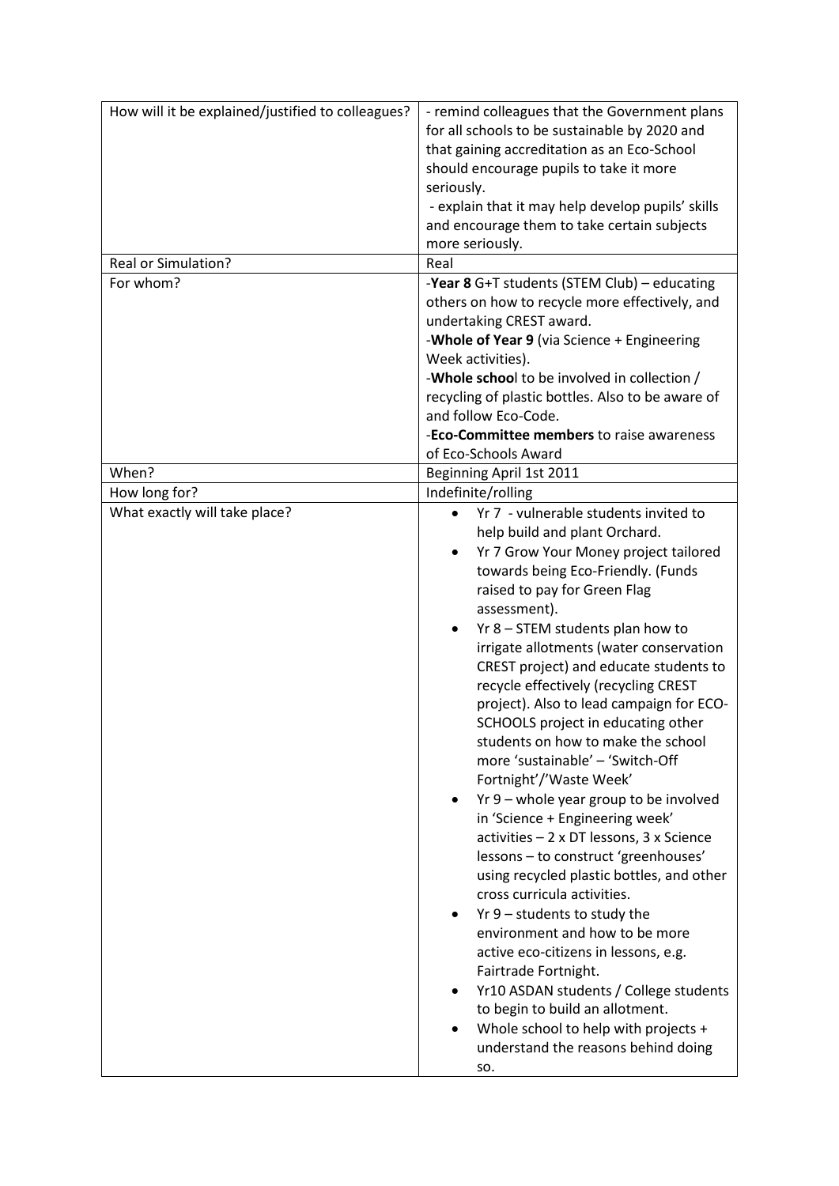| | |
|---|---|
| How will it be explained/justified to colleagues? | - remind colleagues that the Government plans for all schools to be sustainable by 2020 and that gaining accreditation as an Eco-School should encourage pupils to take it more seriously.<br>- explain that it may help develop pupils' skills and encourage them to take certain subjects more seriously. |
| Real or Simulation? | Real |
| For whom? | -**Year 8** G+T students (STEM Club) – educating others on how to recycle more effectively, and undertaking CREST award.<br>-**Whole of Year 9** (via Science + Engineering Week activities).<br>-**Whole schoo**l to be involved in collection / recycling of plastic bottles. Also to be aware of and follow Eco-Code.<br>-**Eco-Committee members** to raise awareness of Eco-Schools Award |
| When? | Beginning April 1st 2011 |
| How long for? | Indefinite/rolling |
| What exactly will take place? | • Yr 7 - vulnerable students invited to help build and plant Orchard.<br>• Yr 7 Grow Your Money project tailored towards being Eco-Friendly. (Funds raised to pay for Green Flag assessment).<br>• Yr 8 – STEM students plan how to irrigate allotments (water conservation CREST project) and educate students to recycle effectively (recycling CREST project). Also to lead campaign for ECO-SCHOOLS project in educating other students on how to make the school more 'sustainable' – 'Switch-Off Fortnight'/'Waste Week'<br>• Yr 9 – whole year group to be involved in 'Science + Engineering week' activities – 2 x DT lessons, 3 x Science lessons – to construct 'greenhouses' using recycled plastic bottles, and other cross curricula activities.<br>• Yr 9 – students to study the environment and how to be more active eco-citizens in lessons, e.g. Fairtrade Fortnight.<br>• Yr10 ASDAN students / College students to begin to build an allotment.<br>• Whole school to help with projects + understand the reasons behind doing so. |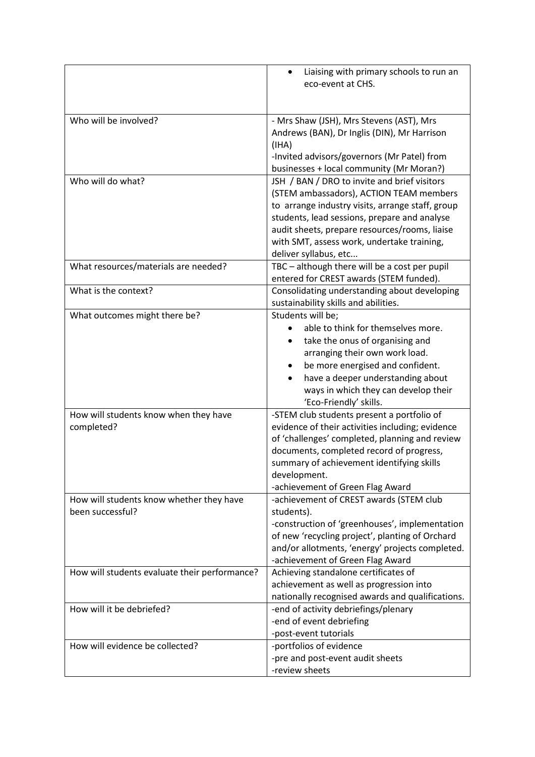| | |
|---|---|
| | • Liaising with primary schools to run an eco-event at CHS. |
| Who will be involved? | - Mrs Shaw (JSH), Mrs Stevens (AST), Mrs Andrews (BAN), Dr Inglis (DIN), Mr Harrison (IHA)<br>-Invited advisors/governors (Mr Patel) from businesses + local community (Mr Moran?) |
| Who will do what? | JSH / BAN / DRO to invite and brief visitors (STEM ambassadors), ACTION TEAM members to arrange industry visits, arrange staff, group students, lead sessions, prepare and analyse audit sheets, prepare resources/rooms, liaise with SMT, assess work, undertake training, deliver syllabus, etc... |
| What resources/materials are needed? | TBC – although there will be a cost per pupil entered for CREST awards (STEM funded). |
| What is the context? | Consolidating understanding about developing sustainability skills and abilities. |
| What outcomes might there be? | Students will be;<br>• able to think for themselves more.<br>• take the onus of organising and arranging their own work load.<br>• be more energised and confident.<br>• have a deeper understanding about ways in which they can develop their 'Eco-Friendly' skills. |
| How will students know when they have completed? | -STEM club students present a portfolio of evidence of their activities including; evidence of 'challenges' completed, planning and review documents, completed record of progress, summary of achievement identifying skills development.<br>-achievement of Green Flag Award |
| How will students know whether they have been successful? | -achievement of CREST awards (STEM club students).<br>-construction of 'greenhouses', implementation of new 'recycling project', planting of Orchard and/or allotments, 'energy' projects completed.<br>-achievement of Green Flag Award |
| How will students evaluate their performance? | Achieving standalone certificates of achievement as well as progression into nationally recognised awards and qualifications. |
| How will it be debriefed? | -end of activity debriefings/plenary<br>-end of event debriefing<br>-post-event tutorials |
| How will evidence be collected? | -portfolios of evidence<br>-pre and post-event audit sheets<br>-review sheets |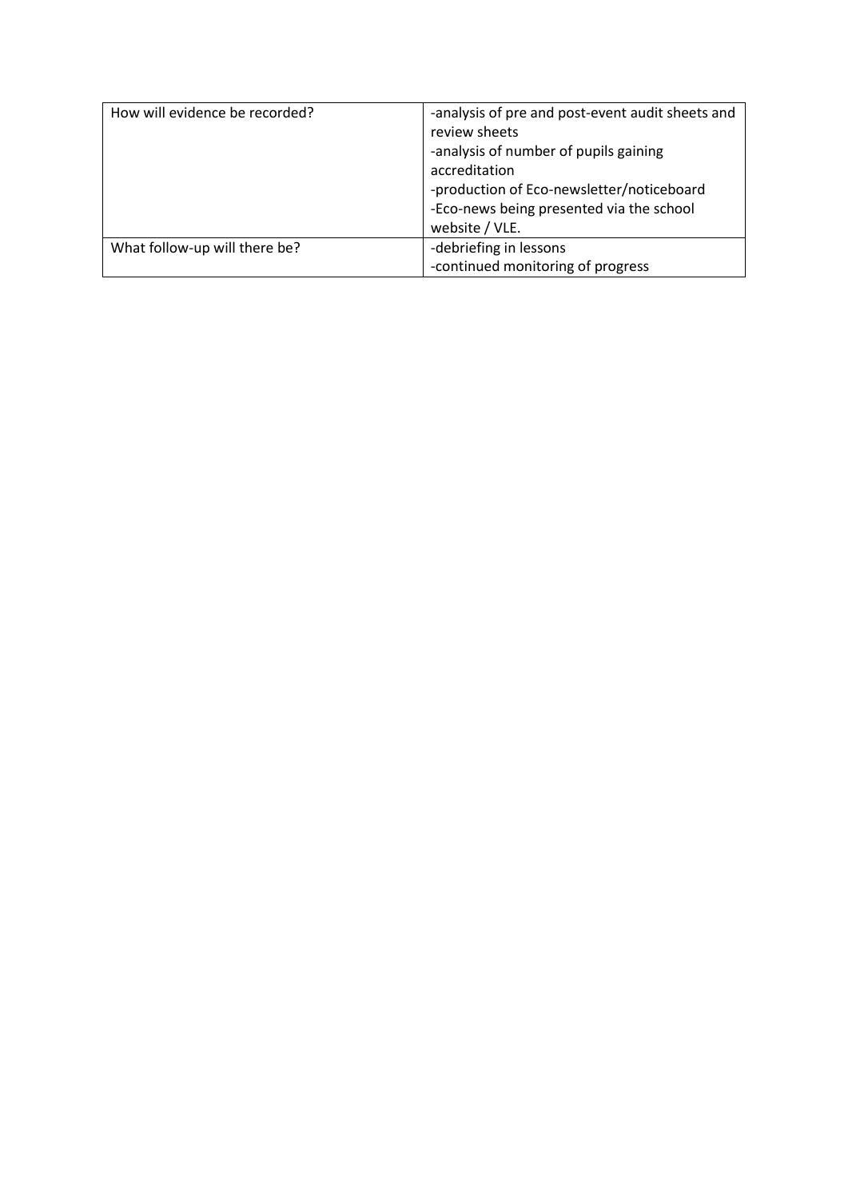| | |
|---|---|
| How will evidence be recorded? | -analysis of pre and post-event audit sheets and review sheets<br>-analysis of number of pupils gaining accreditation<br>-production of Eco-newsletter/noticeboard<br>-Eco-news being presented via the school website / VLE. |
| What follow-up will there be? | -debriefing in lessons<br>-continued monitoring of progress |